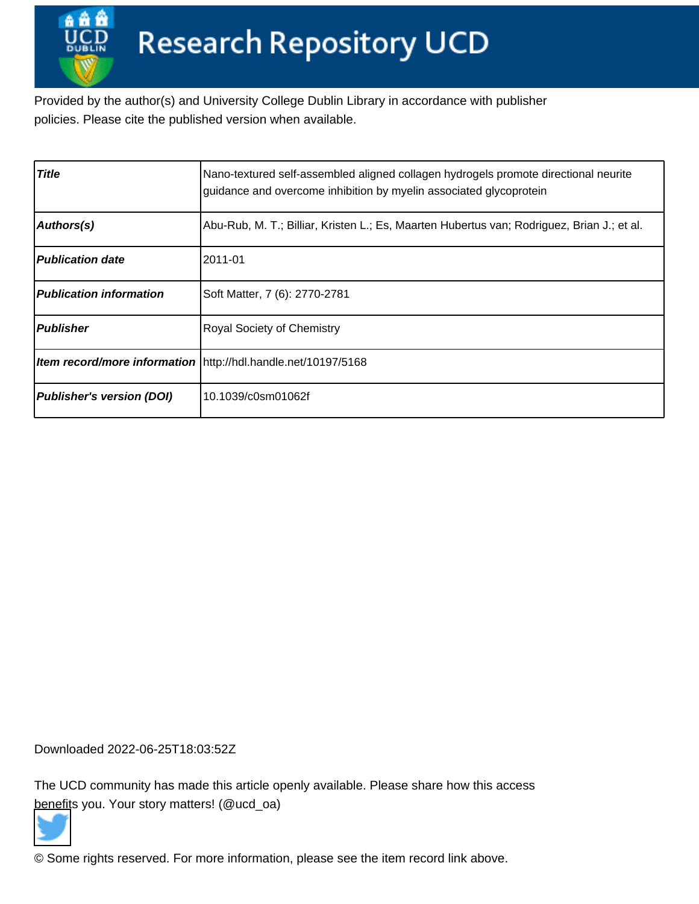# Research Repository UCD

Provided by the author(s) and University College Dublin Library in accordance with publisher policies. Please cite the published version when available.

| Title | Nano-textured self-assembled aligned collagen hydrogels promote directional neurite guidance and overcome inhibition by myelin associated glycoprotein |
|---|---|
| Authors(s) | Abu-Rub, M. T.; Billiar, Kristen L.; Es, Maarten Hubertus van; Rodriguez, Brian J.; et al. |
| Publication date | 2011-01 |
| Publication information | Soft Matter, 7 (6): 2770-2781 |
| Publisher | Royal Society of Chemistry |
| Item record/more information | http://hdl.handle.net/10197/5168 |
| Publisher's version (DOI) | 10.1039/c0sm01062f |

Downloaded 2022-06-25T18:03:52Z

The UCD community has made this article openly available. Please share how this access benefits you. Your story matters! (@ucd_oa)

© Some rights reserved. For more information, please see the item record link above.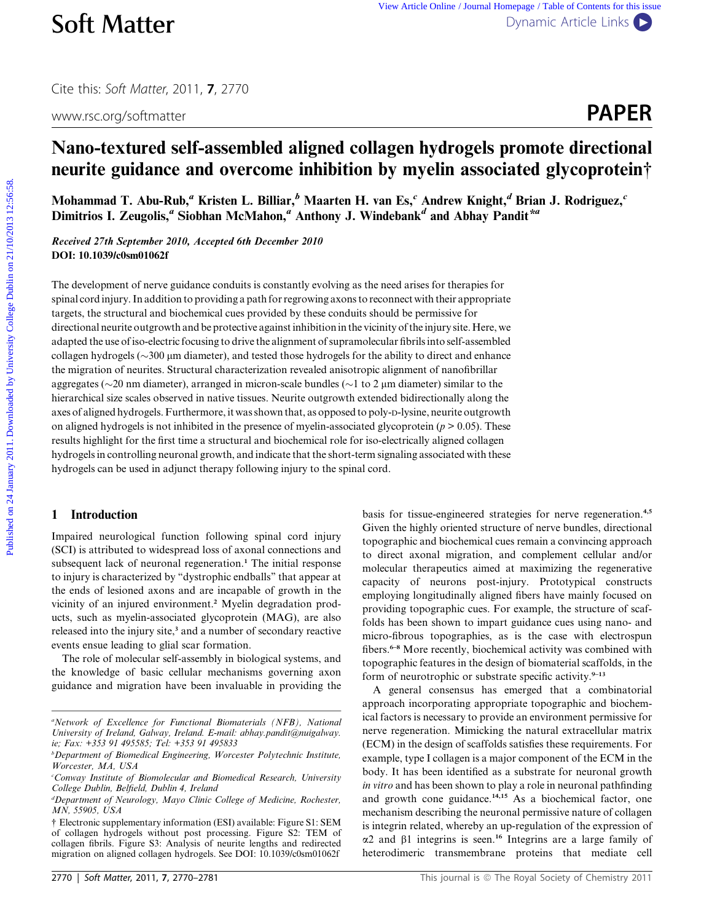# Nano-textured self-assembled aligned collagen hydrogels promote directional neurite guidance and overcome inhibition by myelin associated glycoprotein†

Mohammad T. Abu-Rub,[a] Kristen L. Billiar,[b] Maarten H. van Es,[c] Andrew Knight,[d] Brian J. Rodriguez,[c] Dimitrios I. Zeugolis,[a] Siobhan McMahon,[a] Anthony J. Windebank[d] and Abhay Pandit*[a]

*Received 27th September 2010, Accepted 6th December 2010*
**DOI: 10.1039/c0sm01062f**

The development of nerve guidance conduits is constantly evolving as the need arises for therapies for spinal cord injury. In addition to providing a path for regrowing axons to reconnect with their appropriate targets, the structural and biochemical cues provided by these conduits should be permissive for directional neurite outgrowth and be protective against inhibition in the vicinity of the injury site. Here, we adapted the use of iso-electric focusing to drive the alignment of supramolecular fibrils into self-assembled collagen hydrogels (~300 μm diameter), and tested those hydrogels for the ability to direct and enhance the migration of neurites. Structural characterization revealed anisotropic alignment of nanofibrillar aggregates (~20 nm diameter), arranged in micron-scale bundles (~1 to 2 μm diameter) similar to the hierarchical size scales observed in native tissues. Neurite outgrowth extended bidirectionally along the axes of aligned hydrogels. Furthermore, it was shown that, as opposed to poly-D-lysine, neurite outgrowth on aligned hydrogels is not inhibited in the presence of myelin-associated glycoprotein ($p > 0.05$). These results highlight for the first time a structural and biochemical role for iso-electrically aligned collagen hydrogels in controlling neuronal growth, and indicate that the short-term signaling associated with these hydrogels can be used in adjunct therapy following injury to the spinal cord.

## 1 Introduction

Impaired neurological function following spinal cord injury (SCI) is attributed to widespread loss of axonal connections and subsequent lack of neuronal regeneration.[1] The initial response to injury is characterized by "dystrophic endballs" that appear at the ends of lesioned axons and are incapable of growth in the vicinity of an injured environment.[2] Myelin degradation products, such as myelin-associated glycoprotein (MAG), are also released into the injury site,[3] and a number of secondary reactive events ensue leading to glial scar formation.

The role of molecular self-assembly in biological systems, and the knowledge of basic cellular mechanisms governing axon guidance and migration have been invaluable in providing the basis for tissue-engineered strategies for nerve regeneration.[4,5] Given the highly oriented structure of nerve bundles, directional topographic and biochemical cues remain a convincing approach to direct axonal migration, and complement cellular and/or molecular therapeutics aimed at maximizing the regenerative capacity of neurons post-injury. Prototypical constructs employing longitudinally aligned fibers have mainly focused on providing topographic cues. For example, the structure of scaffolds has been shown to impart guidance cues using nano- and micro-fibrous topographies, as is the case with electrospun fibers.[6–8] More recently, biochemical activity was combined with topographic features in the design of biomaterial scaffolds, in the form of neurotrophic or substrate specific activity.[9–13]

A general consensus has emerged that a combinatorial approach incorporating appropriate topographic and biochemical factors is necessary to provide an environment permissive for nerve regeneration. Mimicking the natural extracellular matrix (ECM) in the design of scaffolds satisfies these requirements. For example, type I collagen is a major component of the ECM in the body. It has been identified as a substrate for neuronal growth *in vitro* and has been shown to play a role in neuronal pathfinding and growth cone guidance.[14,15] As a biochemical factor, one mechanism describing the neuronal permissive nature of collagen is integrin related, whereby an up-regulation of the expression of α2 and β1 integrins is seen.[16] Integrins are a large family of heterodimeric transmembrane proteins that mediate cell

---

[a] *Network of Excellence for Functional Biomaterials (NFB), National University of Ireland, Galway, Ireland. E-mail: abhay.pandit@nuigalway.ie; Fax: +353 91 495585; Tel: +353 91 495833*
[b] *Department of Biomedical Engineering, Worcester Polytechnic Institute, Worcester, MA, USA*
[c] *Conway Institute of Biomolecular and Biomedical Research, University College Dublin, Belfield, Dublin 4, Ireland*
[d] *Department of Neurology, Mayo Clinic College of Medicine, Rochester, MN, 55905, USA*

† Electronic supplementary information (ESI) available: Figure S1: SEM of collagen hydrogels without post processing. Figure S2: TEM of collagen fibrils. Figure S3: Analysis of neurite lengths and redirected migration on aligned collagen hydrogels. See DOI: 10.1039/c0sm01062f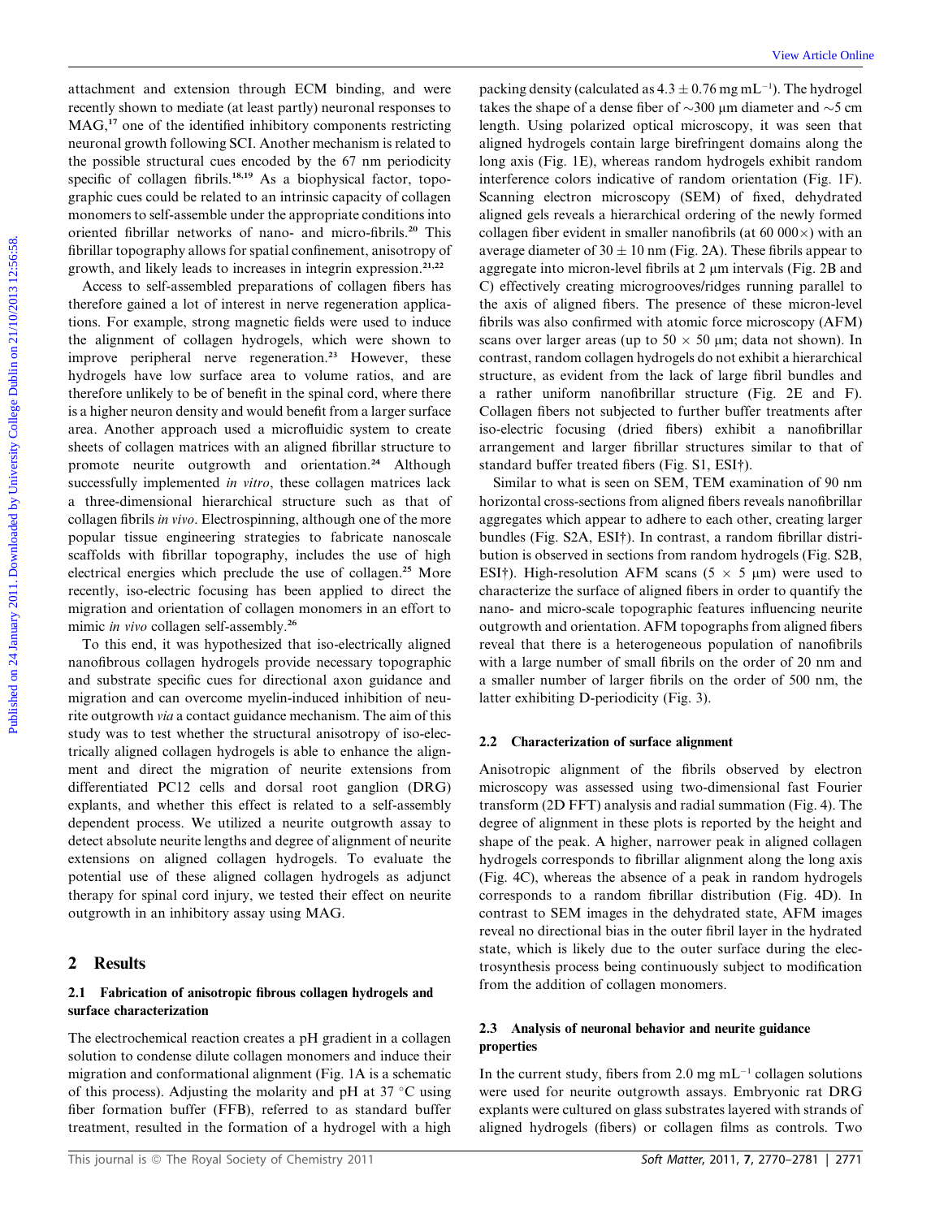attachment and extension through ECM binding, and were recently shown to mediate (at least partly) neuronal responses to MAG,[17] one of the identified inhibitory components restricting neuronal growth following SCI. Another mechanism is related to the possible structural cues encoded by the 67 nm periodicity specific of collagen fibrils.[18,19] As a biophysical factor, topographic cues could be related to an intrinsic capacity of collagen monomers to self-assemble under the appropriate conditions into oriented fibrillar networks of nano- and micro-fibrils.[20] This fibrillar topography allows for spatial confinement, anisotropy of growth, and likely leads to increases in integrin expression.[21,22]

Access to self-assembled preparations of collagen fibers has therefore gained a lot of interest in nerve regeneration applications. For example, strong magnetic fields were used to induce the alignment of collagen hydrogels, which were shown to improve peripheral nerve regeneration.[23] However, these hydrogels have low surface area to volume ratios, and are therefore unlikely to be of benefit in the spinal cord, where there is a higher neuron density and would benefit from a larger surface area. Another approach used a microfluidic system to create sheets of collagen matrices with an aligned fibrillar structure to promote neurite outgrowth and orientation.[24] Although successfully implemented *in vitro*, these collagen matrices lack a three-dimensional hierarchical structure such as that of collagen fibrils *in vivo*. Electrospinning, although one of the more popular tissue engineering strategies to fabricate nanoscale scaffolds with fibrillar topography, includes the use of high electrical energies which preclude the use of collagen.[25] More recently, iso-electric focusing has been applied to direct the migration and orientation of collagen monomers in an effort to mimic *in vivo* collagen self-assembly.[26]

To this end, it was hypothesized that iso-electrically aligned nanofibrous collagen hydrogels provide necessary topographic and substrate specific cues for directional axon guidance and migration and can overcome myelin-induced inhibition of neurite outgrowth *via* a contact guidance mechanism. The aim of this study was to test whether the structural anisotropy of iso-electrically aligned collagen hydrogels is able to enhance the alignment and direct the migration of neurite extensions from differentiated PC12 cells and dorsal root ganglion (DRG) explants, and whether this effect is related to a self-assembly dependent process. We utilized a neurite outgrowth assay to detect absolute neurite lengths and degree of alignment of neurite extensions on aligned collagen hydrogels. To evaluate the potential use of these aligned collagen hydrogels as adjunct therapy for spinal cord injury, we tested their effect on neurite outgrowth in an inhibitory assay using MAG.

## 2 Results

### 2.1 Fabrication of anisotropic fibrous collagen hydrogels and surface characterization

The electrochemical reaction creates a pH gradient in a collagen solution to condense dilute collagen monomers and induce their migration and conformational alignment (Fig. 1A is a schematic of this process). Adjusting the molarity and pH at 37 °C using fiber formation buffer (FFB), referred to as standard buffer treatment, resulted in the formation of a hydrogel with a high packing density (calculated as $4.3 \pm 0.76$ mg mL$^{-1}$). The hydrogel takes the shape of a dense fiber of ~300 μm diameter and ~5 cm length. Using polarized optical microscopy, it was seen that aligned hydrogels contain large birefringent domains along the long axis (Fig. 1E), whereas random hydrogels exhibit random interference colors indicative of random orientation (Fig. 1F). Scanning electron microscopy (SEM) of fixed, dehydrated aligned gels reveals a hierarchical ordering of the newly formed collagen fiber evident in smaller nanofibrils (at 60 000×) with an average diameter of $30 \pm 10$ nm (Fig. 2A). These fibrils appear to aggregate into micron-level fibrils at 2 μm intervals (Fig. 2B and C) effectively creating microgrooves/ridges running parallel to the axis of aligned fibers. The presence of these micron-level fibrils was also confirmed with atomic force microscopy (AFM) scans over larger areas (up to 50 × 50 μm; data not shown). In contrast, random collagen hydrogels do not exhibit a hierarchical structure, as evident from the lack of large fibril bundles and a rather uniform nanofibrillar structure (Fig. 2E and F). Collagen fibers not subjected to further buffer treatments after iso-electric focusing (dried fibers) exhibit a nanofibrillar arrangement and larger fibrillar structures similar to that of standard buffer treated fibers (Fig. S1, ESI†).

Similar to what is seen on SEM, TEM examination of 90 nm horizontal cross-sections from aligned fibers reveals nanofibrillar aggregates which appear to adhere to each other, creating larger bundles (Fig. S2A, ESI†). In contrast, a random fibrillar distribution is observed in sections from random hydrogels (Fig. S2B, ESI†). High-resolution AFM scans (5 × 5 μm) were used to characterize the surface of aligned fibers in order to quantify the nano- and micro-scale topographic features influencing neurite outgrowth and orientation. AFM topographs from aligned fibers reveal that there is a heterogeneous population of nanofibrils with a large number of small fibrils on the order of 20 nm and a smaller number of larger fibrils on the order of 500 nm, the latter exhibiting D-periodicity (Fig. 3).

### 2.2 Characterization of surface alignment

Anisotropic alignment of the fibrils observed by electron microscopy was assessed using two-dimensional fast Fourier transform (2D FFT) analysis and radial summation (Fig. 4). The degree of alignment in these plots is reported by the height and shape of the peak. A higher, narrower peak in aligned collagen hydrogels corresponds to fibrillar alignment along the long axis (Fig. 4C), whereas the absence of a peak in random hydrogels corresponds to a random fibrillar distribution (Fig. 4D). In contrast to SEM images in the dehydrated state, AFM images reveal no directional bias in the outer fibril layer in the hydrated state, which is likely due to the outer surface during the electrosynthesis process being continuously subject to modification from the addition of collagen monomers.

### 2.3 Analysis of neuronal behavior and neurite guidance properties

In the current study, fibers from 2.0 mg mL$^{-1}$ collagen solutions were used for neurite outgrowth assays. Embryonic rat DRG explants were cultured on glass substrates layered with strands of aligned hydrogels (fibers) or collagen films as controls. Two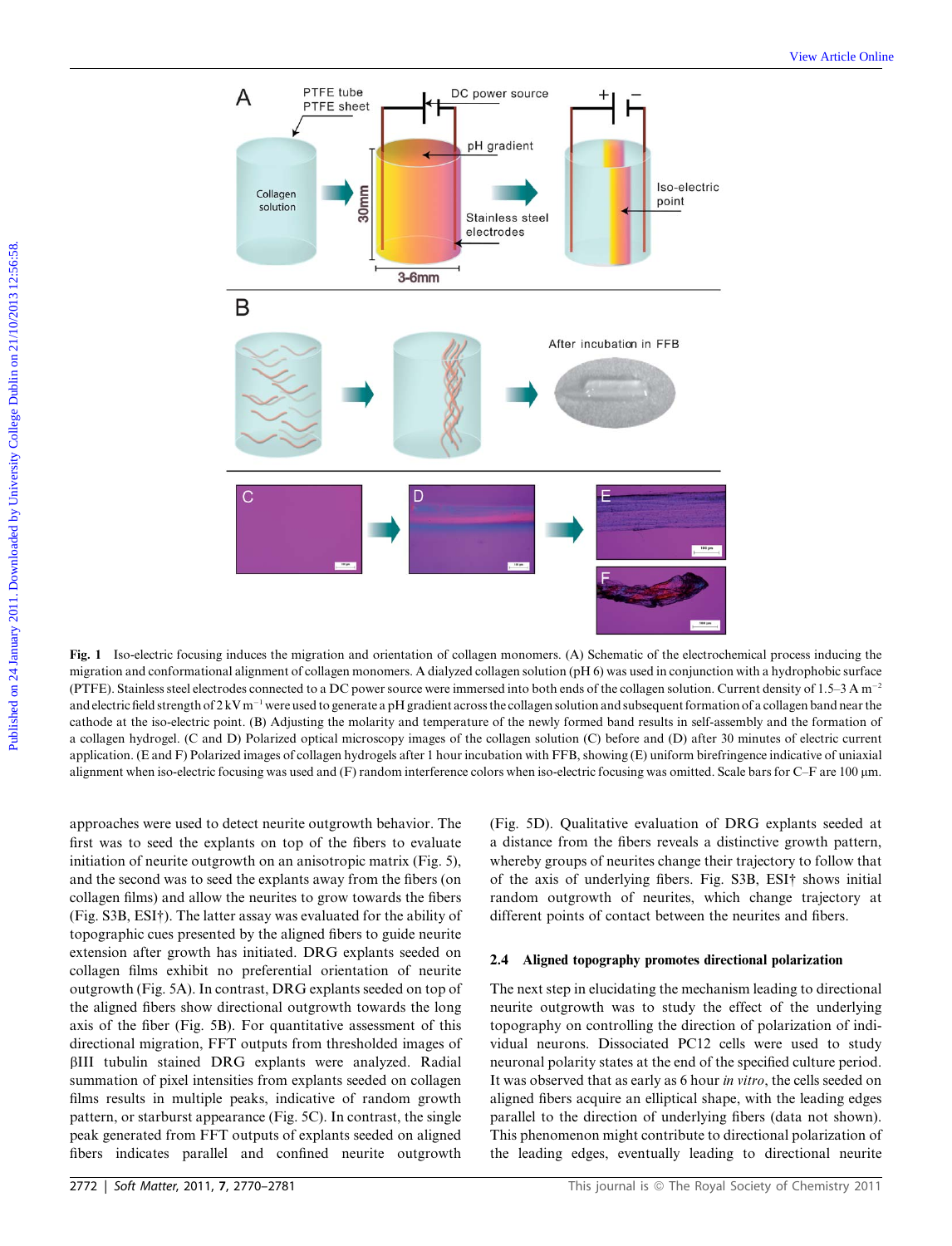**Fig. 1** Iso-electric focusing induces the migration and orientation of collagen monomers. (A) Schematic of the electrochemical process inducing the migration and conformational alignment of collagen monomers. A dialyzed collagen solution (pH 6) was used in conjunction with a hydrophobic surface (PTFE). Stainless steel electrodes connected to a DC power source were immersed into both ends of the collagen solution. Current density of 1.5–3 A $m^{-2}$ and electric field strength of 2 kV $m^{-1}$ were used to generate a pH gradient across the collagen solution and subsequent formation of a collagen band near the cathode at the iso-electric point. (B) Adjusting the molarity and temperature of the newly formed band results in self-assembly and the formation of a collagen hydrogel. (C and D) Polarized optical microscopy images of the collagen solution (C) before and (D) after 30 minutes of electric current application. (E and F) Polarized images of collagen hydrogels after 1 hour incubation with FFB, showing (E) uniform birefringence indicative of uniaxial alignment when iso-electric focusing was used and (F) random interference colors when iso-electric focusing was omitted. Scale bars for C–F are 100 μm.

approaches were used to detect neurite outgrowth behavior. The first was to seed the explants on top of the fibers to evaluate initiation of neurite outgrowth on an anisotropic matrix (Fig. 5), and the second was to seed the explants away from the fibers (on collagen films) and allow the neurites to grow towards the fibers (Fig. S3B, ESI†). The latter assay was evaluated for the ability of topographic cues presented by the aligned fibers to guide neurite extension after growth has initiated. DRG explants seeded on collagen films exhibit no preferential orientation of neurite outgrowth (Fig. 5A). In contrast, DRG explants seeded on top of the aligned fibers show directional outgrowth towards the long axis of the fiber (Fig. 5B). For quantitative assessment of this directional migration, FFT outputs from thresholded images of βIII tubulin stained DRG explants were analyzed. Radial summation of pixel intensities from explants seeded on collagen films results in multiple peaks, indicative of random growth pattern, or starburst appearance (Fig. 5C). In contrast, the single peak generated from FFT outputs of explants seeded on aligned fibers indicates parallel and confined neurite outgrowth (Fig. 5D). Qualitative evaluation of DRG explants seeded at a distance from the fibers reveals a distinctive growth pattern, whereby groups of neurites change their trajectory to follow that of the axis of underlying fibers. Fig. S3B, ESI† shows initial random outgrowth of neurites, which change trajectory at different points of contact between the neurites and fibers.

### 2.4 Aligned topography promotes directional polarization

The next step in elucidating the mechanism leading to directional neurite outgrowth was to study the effect of the underlying topography on controlling the direction of polarization of individual neurons. Dissociated PC12 cells were used to study neuronal polarity states at the end of the specified culture period. It was observed that as early as 6 hour *in vitro*, the cells seeded on aligned fibers acquire an elliptical shape, with the leading edges parallel to the direction of underlying fibers (data not shown). This phenomenon might contribute to directional polarization of the leading edges, eventually leading to directional neurite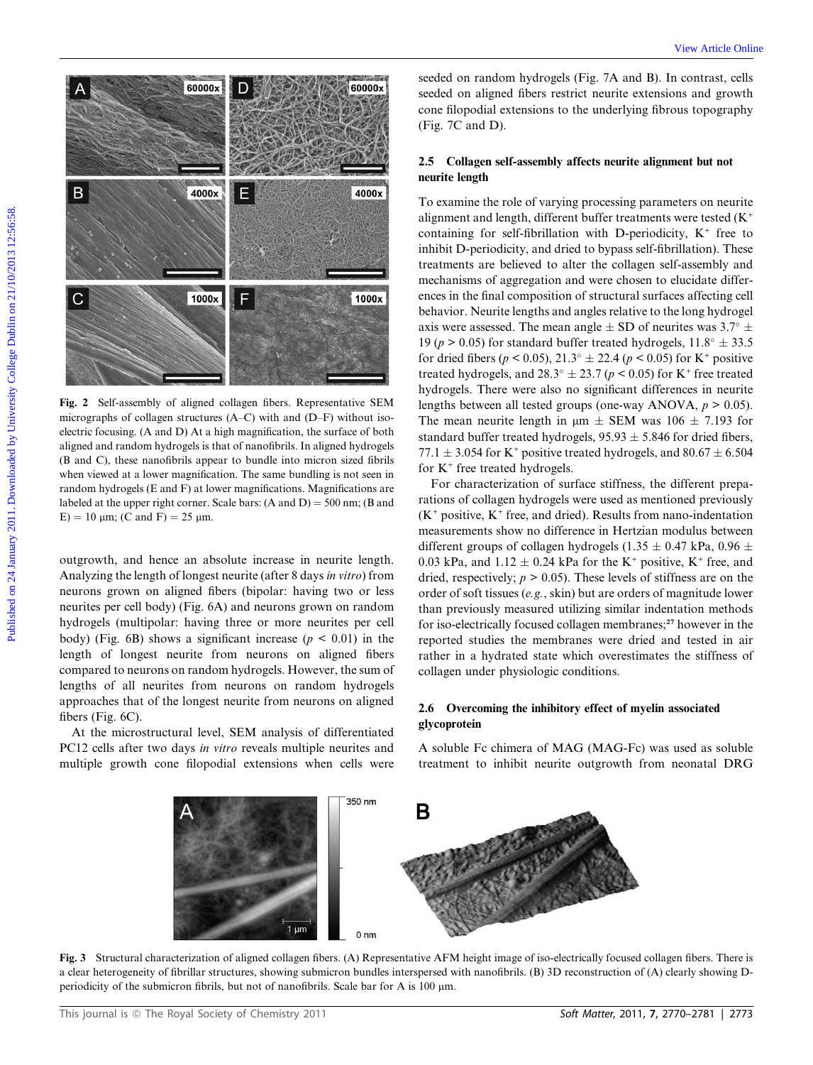Fig. 2 Self-assembly of aligned collagen fibers. Representative SEM micrographs of collagen structures (A–C) with and (D–F) without iso-electric focusing. (A and D) At a high magnification, the surface of both aligned and random hydrogels is that of nanofibrils. In aligned hydrogels (B and C), these nanofibrils appear to bundle into micron sized fibrils when viewed at a lower magnification. The same bundling is not seen in random hydrogels (E and F) at lower magnifications. Magnifications are labeled at the upper right corner. Scale bars: (A and D) = 500 nm; (B and E) = 10 μm; (C and F) = 25 μm.

outgrowth, and hence an absolute increase in neurite length. Analyzing the length of longest neurite (after 8 days *in vitro*) from neurons grown on aligned fibers (bipolar: having two or less neurites per cell body) (Fig. 6A) and neurons grown on random hydrogels (multipolar: having three or more neurites per cell body) (Fig. 6B) shows a significant increase ($p < 0.01$) in the length of longest neurite from neurons on aligned fibers compared to neurons on random hydrogels. However, the sum of lengths of all neurites from neurons on random hydrogels approaches that of the longest neurite from neurons on aligned fibers (Fig. 6C).

At the microstructural level, SEM analysis of differentiated PC12 cells after two days *in vitro* reveals multiple neurites and multiple growth cone filopodial extensions when cells were seeded on random hydrogels (Fig. 7A and B). In contrast, cells seeded on aligned fibers restrict neurite extensions and growth cone filopodial extensions to the underlying fibrous topography (Fig. 7C and D).

### 2.5 Collagen self-assembly affects neurite alignment but not neurite length

To examine the role of varying processing parameters on neurite alignment and length, different buffer treatments were tested ($K^+$ containing for self-fibrillation with D-periodicity, $K^+$ free to inhibit D-periodicity, and dried to bypass self-fibrillation). These treatments are believed to alter the collagen self-assembly and mechanisms of aggregation and were chosen to elucidate differences in the final composition of structural surfaces affecting cell behavior. Neurite lengths and angles relative to the long hydrogel axis were assessed. The mean angle ± SD of neurites was 3.7° ± 19 ($p > 0.05$) for standard buffer treated hydrogels, 11.8° ± 33.5 for dried fibers ($p < 0.05$), 21.3° ± 22.4 ($p < 0.05$) for $K^+$ positive treated hydrogels, and 28.3° ± 23.7 ($p < 0.05$) for $K^+$ free treated hydrogels. There were also no significant differences in neurite lengths between all tested groups (one-way ANOVA, $p > 0.05$). The mean neurite length in μm ± SEM was 106 ± 7.193 for standard buffer treated hydrogels, 95.93 ± 5.846 for dried fibers, 77.1 ± 3.054 for $K^+$ positive treated hydrogels, and 80.67 ± 6.504 for $K^+$ free treated hydrogels.

For characterization of surface stiffness, the different preparations of collagen hydrogels were used as mentioned previously ($K^+$ positive, $K^+$ free, and dried). Results from nano-indentation measurements show no difference in Hertzian modulus between different groups of collagen hydrogels (1.35 ± 0.47 kPa, 0.96 ± 0.03 kPa, and 1.12 ± 0.24 kPa for the $K^+$ positive, $K^+$ free, and dried, respectively; $p > 0.05$). These levels of stiffness are on the order of soft tissues (*e.g.*, skin) but are orders of magnitude lower than previously measured utilizing similar indentation methods for iso-electrically focused collagen membranes;[27] however in the reported studies the membranes were dried and tested in air rather in a hydrated state which overestimates the stiffness of collagen under physiologic conditions.

### 2.6 Overcoming the inhibitory effect of myelin associated glycoprotein

A soluble Fc chimera of MAG (MAG-Fc) was used as soluble treatment to inhibit neurite outgrowth from neonatal DRG

Fig. 3 Structural characterization of aligned collagen fibers. (A) Representative AFM height image of iso-electrically focused collagen fibers. There is a clear heterogeneity of fibrillar structures, showing submicron bundles interspersed with nanofibrils. (B) 3D reconstruction of (A) clearly showing D-periodicity of the submicron fibrils, but not of nanofibrils. Scale bar for A is 100 μm.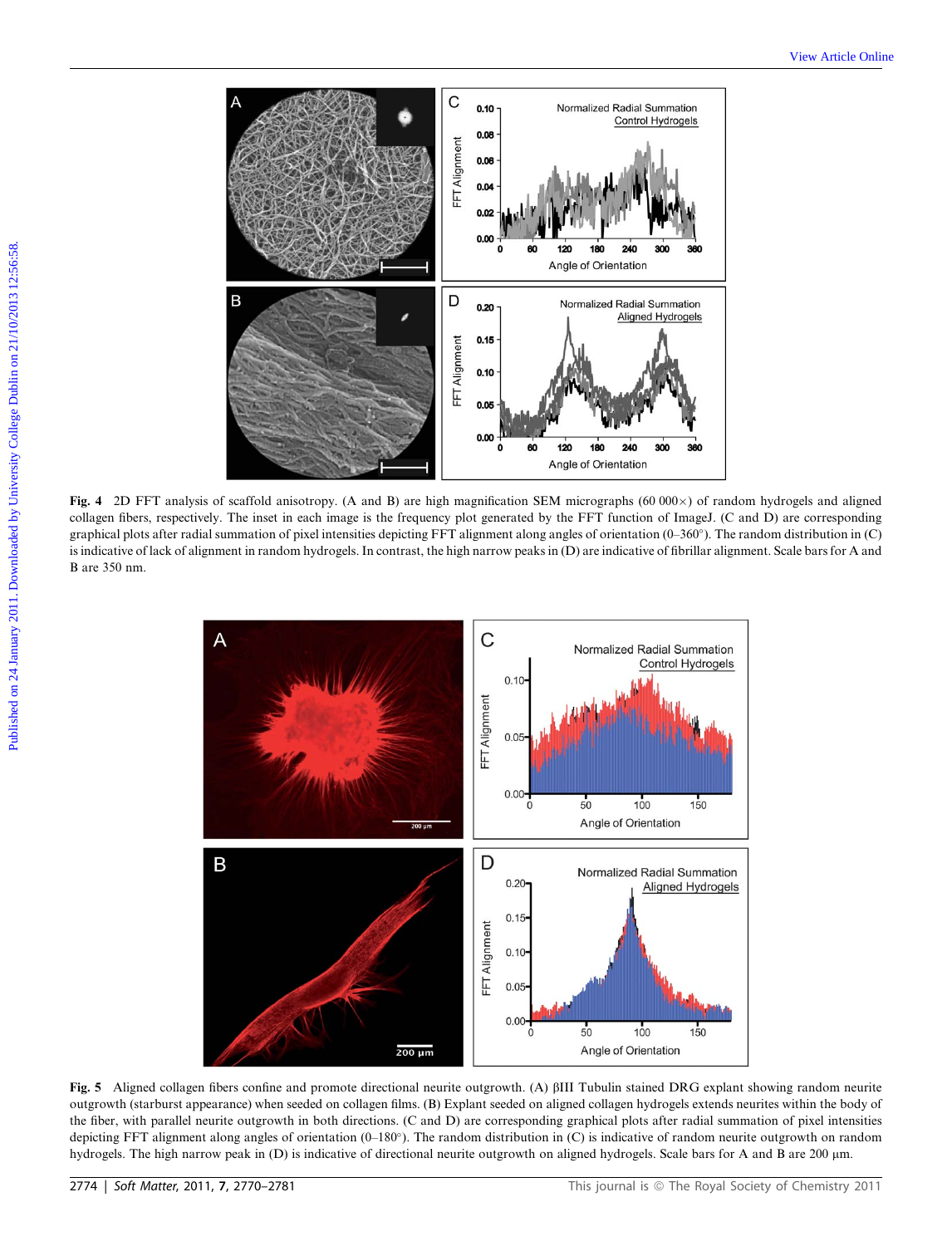**Fig. 4** 2D FFT analysis of scaffold anisotropy. (A and B) are high magnification SEM micrographs (60 000×) of random hydrogels and aligned collagen fibers, respectively. The inset in each image is the frequency plot generated by the FFT function of ImageJ. (C and D) are corresponding graphical plots after radial summation of pixel intensities depicting FFT alignment along angles of orientation (0–360°). The random distribution in (C) is indicative of lack of alignment in random hydrogels. In contrast, the high narrow peaks in (D) are indicative of fibrillar alignment. Scale bars for A and B are 350 nm.

**Fig. 5** Aligned collagen fibers confine and promote directional neurite outgrowth. (A) βIII Tubulin stained DRG explant showing random neurite outgrowth (starburst appearance) when seeded on collagen films. (B) Explant seeded on aligned collagen hydrogels extends neurites within the body of the fiber, with parallel neurite outgrowth in both directions. (C and D) are corresponding graphical plots after radial summation of pixel intensities depicting FFT alignment along angles of orientation (0–180°). The random distribution in (C) is indicative of random neurite outgrowth on random hydrogels. The high narrow peak in (D) is indicative of directional neurite outgrowth on aligned hydrogels. Scale bars for A and B are 200 μm.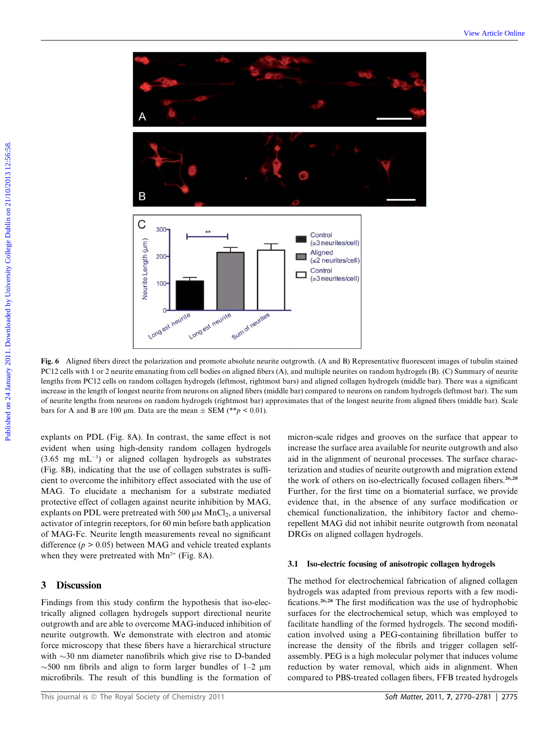**Fig. 6** Aligned fibers direct the polarization and promote absolute neurite outgrowth. (A and B) Representative fluorescent images of tubulin stained PC12 cells with 1 or 2 neurite emanating from cell bodies on aligned fibers (A), and multiple neurites on random hydrogels (B). (C) Summary of neurite lengths from PC12 cells on random collagen hydrogels (leftmost, rightmost bars) and aligned collagen hydrogels (middle bar). There was a significant increase in the length of longest neurite from neurons on aligned fibers (middle bar) compared to neurons on random hydrogels (leftmost bar). The sum of neurite lengths from neurons on random hydrogels (rightmost bar) approximates that of the longest neurite from aligned fibers (middle bar). Scale bars for A and B are 100 µm. Data are the mean ± SEM (** $p < 0.01$).

explants on PDL (Fig. 8A). In contrast, the same effect is not evident when using high-density random collagen hydrogels (3.65 mg mL$^{-1}$) or aligned collagen hydrogels as substrates (Fig. 8B), indicating that the use of collagen substrates is sufficient to overcome the inhibitory effect associated with the use of MAG. To elucidate a mechanism for a substrate mediated protective effect of collagen against neurite inhibition by MAG, explants on PDL were pretreated with 500 µM $MnCl_2$, a universal activator of integrin receptors, for 60 min before bath application of MAG-Fc. Neurite length measurements reveal no significant difference ($p > 0.05$) between MAG and vehicle treated explants when they were pretreated with $Mn^{2+}$ (Fig. 8A).

## 3 Discussion

Findings from this study confirm the hypothesis that iso-electrically aligned collagen hydrogels support directional neurite outgrowth and are able to overcome MAG-induced inhibition of neurite outgrowth. We demonstrate with electron and atomic force microscopy that these fibers have a hierarchical structure with ~30 nm diameter nanofibrils which give rise to D-banded ~500 nm fibrils and align to form larger bundles of 1–2 µm microfibrils. The result of this bundling is the formation of micron-scale ridges and grooves on the surface that appear to increase the surface area available for neurite outgrowth and also aid in the alignment of neuronal processes. The surface characterization and studies of neurite outgrowth and migration extend the work of others on iso-electrically focused collagen fibers.[26,28] Further, for the first time on a biomaterial surface, we provide evidence that, in the absence of any surface modification or chemical functionalization, the inhibitory factor and chemorepellent MAG did not inhibit neurite outgrowth from neonatal DRGs on aligned collagen hydrogels.

### 3.1 Iso-electric focusing of anisotropic collagen hydrogels

The method for electrochemical fabrication of aligned collagen hydrogels was adapted from previous reports with a few modifications.[26,28] The first modification was the use of hydrophobic surfaces for the electrochemical setup, which was employed to facilitate handling of the formed hydrogels. The second modification involved using a PEG-containing fibrillation buffer to increase the density of the fibrils and trigger collagen self-assembly. PEG is a high molecular polymer that induces volume reduction by water removal, which aids in alignment. When compared to PBS-treated collagen fibers, FFB treated hydrogels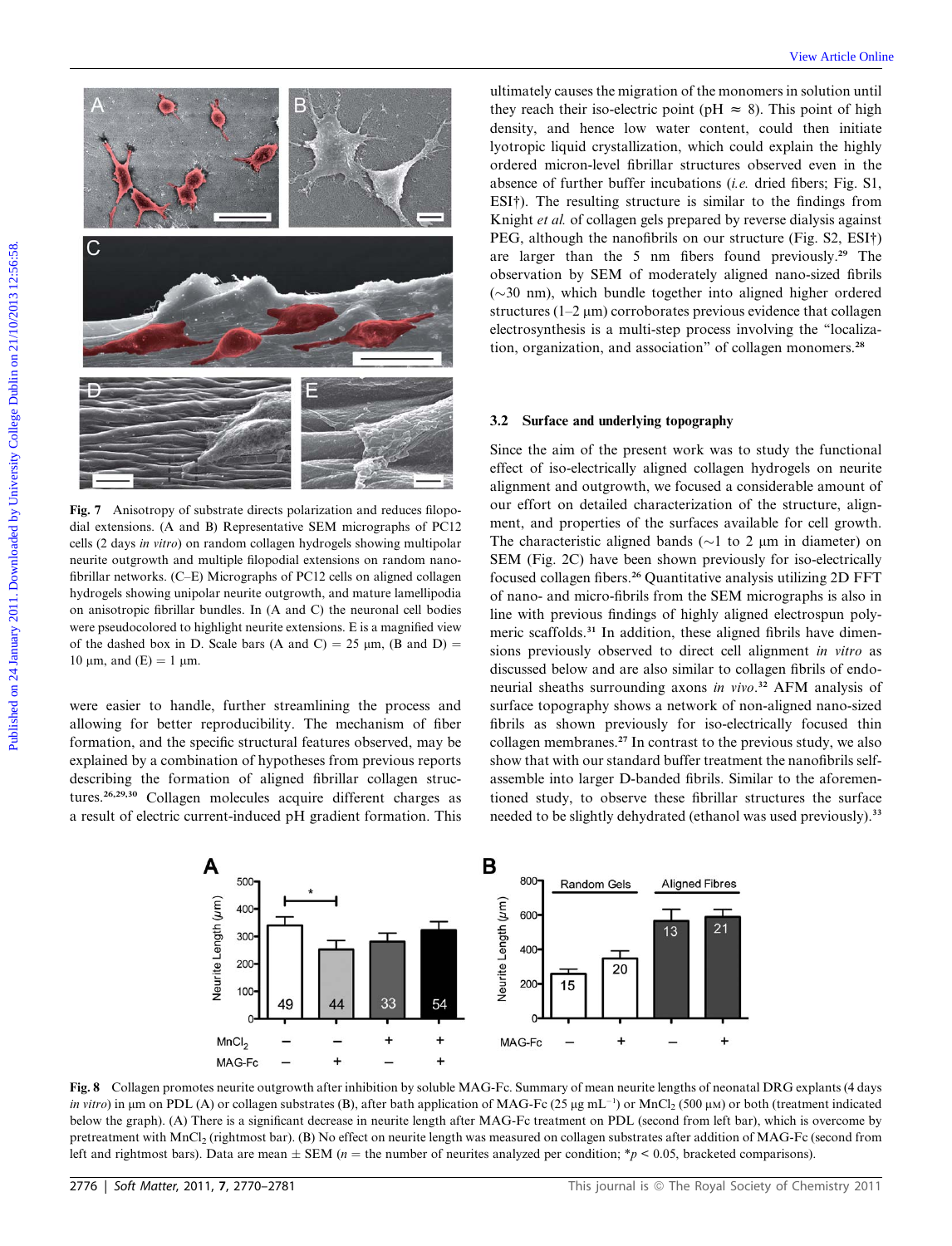Fig. 7 Anisotropy of substrate directs polarization and reduces filopodial extensions. (A and B) Representative SEM micrographs of PC12 cells (2 days *in vitro*) on random collagen hydrogels showing multipolar neurite outgrowth and multiple filopodial extensions on random nanofibrillar networks. (C–E) Micrographs of PC12 cells on aligned collagen hydrogels showing unipolar neurite outgrowth, and mature lamellipodia on anisotropic fibrillar bundles. In (A and C) the neuronal cell bodies were pseudocolored to highlight neurite extensions. E is a magnified view of the dashed box in D. Scale bars (A and C) = 25 μm, (B and D) = 10 μm, and (E) = 1 μm.

were easier to handle, further streamlining the process and allowing for better reproducibility. The mechanism of fiber formation, and the specific structural features observed, may be explained by a combination of hypotheses from previous reports describing the formation of aligned fibrillar collagen structures.[26,29,30] Collagen molecules acquire different charges as a result of electric current-induced pH gradient formation. This ultimately causes the migration of the monomers in solution until they reach their iso-electric point (pH ≈ 8). This point of high density, and hence low water content, could then initiate lyotropic liquid crystallization, which could explain the highly ordered micron-level fibrillar structures observed even in the absence of further buffer incubations (*i.e.* dried fibers; Fig. S1, ESI†). The resulting structure is similar to the findings from Knight *et al.* of collagen gels prepared by reverse dialysis against PEG, although the nanofibrils on our structure (Fig. S2, ESI†) are larger than the 5 nm fibers found previously.[29] The observation by SEM of moderately aligned nano-sized fibrils (~30 nm), which bundle together into aligned higher ordered structures (1–2 μm) corroborates previous evidence that collagen electrosynthesis is a multi-step process involving the "localization, organization, and association" of collagen monomers.[28]

### 3.2 Surface and underlying topography

Since the aim of the present work was to study the functional effect of iso-electrically aligned collagen hydrogels on neurite alignment and outgrowth, we focused a considerable amount of our effort on detailed characterization of the structure, alignment, and properties of the surfaces available for cell growth. The characteristic aligned bands (~1 to 2 μm in diameter) on SEM (Fig. 2C) have been shown previously for iso-electrically focused collagen fibers.[26] Quantitative analysis utilizing 2D FFT of nano- and micro-fibrils from the SEM micrographs is also in line with previous findings of highly aligned electrospun polymeric scaffolds.[31] In addition, these aligned fibrils have dimensions previously observed to direct cell alignment *in vitro* as discussed below and are also similar to collagen fibrils of endoneurial sheaths surrounding axons *in vivo*.[32] AFM analysis of surface topography shows a network of non-aligned nano-sized fibrils as shown previously for iso-electrically focused thin collagen membranes.[27] In contrast to the previous study, we also show that with our standard buffer treatment the nanofibrils self-assemble into larger D-banded fibrils. Similar to the aforementioned study, to observe these fibrillar structures the surface needed to be slightly dehydrated (ethanol was used previously).[33]

Fig. 8 Collagen promotes neurite outgrowth after inhibition by soluble MAG-Fc. Summary of mean neurite lengths of neonatal DRG explants (4 days *in vitro*) in μm on PDL (A) or collagen substrates (B), after bath application of MAG-Fc (25 μg mL$^{-1}$) or $MnCl_2$ (500 μM) or both (treatment indicated below the graph). (A) There is a significant decrease in neurite length after MAG-Fc treatment on PDL (second from left bar), which is overcome by pretreatment with $MnCl_2$ (rightmost bar). (B) No effect on neurite length was measured on collagen substrates after addition of MAG-Fc (second from left and rightmost bars). Data are mean ± SEM (n = the number of neurites analyzed per condition; *$p < 0.05$, bracketed comparisons).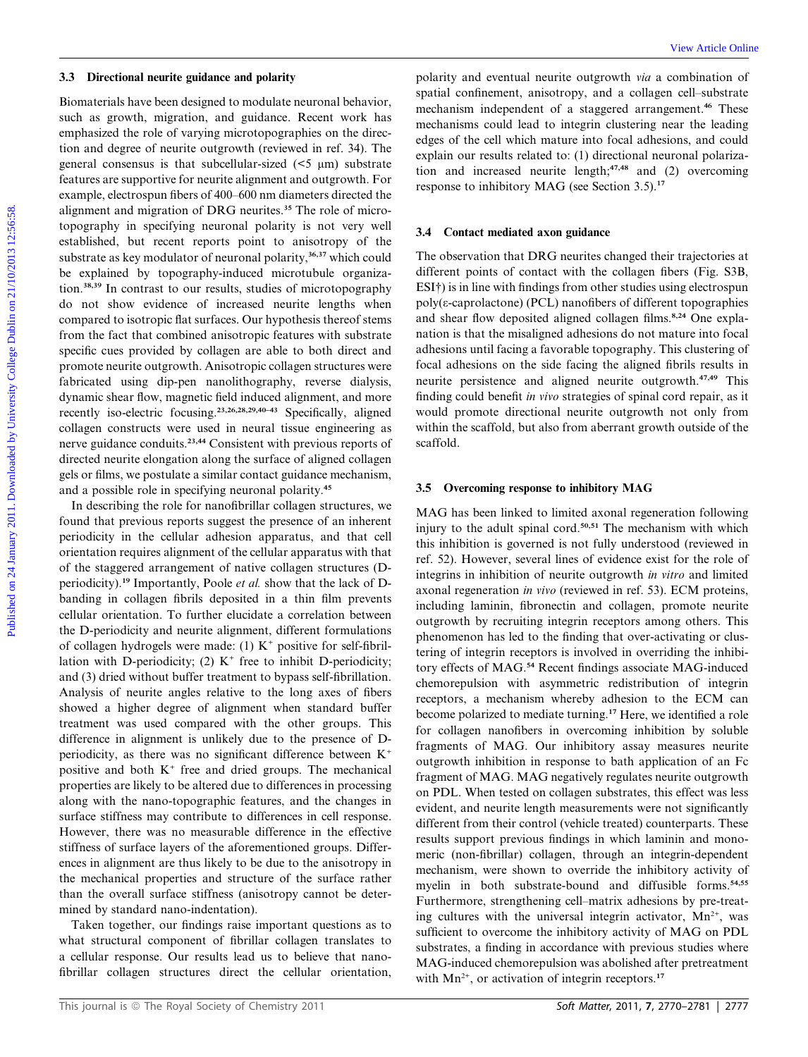### 3.3 Directional neurite guidance and polarity

Biomaterials have been designed to modulate neuronal behavior, such as growth, migration, and guidance. Recent work has emphasized the role of varying microtopographies on the direction and degree of neurite outgrowth (reviewed in ref. 34). The general consensus is that subcellular-sized (<5 μm) substrate features are supportive for neurite alignment and outgrowth. For example, electrospun fibers of 400–600 nm diameters directed the alignment and migration of DRG neurites.[35] The role of microtopography in specifying neuronal polarity is not very well established, but recent reports point to anisotropy of the substrate as key modulator of neuronal polarity,[36,37] which could be explained by topography-induced microtubule organization.[38,39] In contrast to our results, studies of microtopography do not show evidence of increased neurite lengths when compared to isotropic flat surfaces. Our hypothesis thereof stems from the fact that combined anisotropic features with substrate specific cues provided by collagen are able to both direct and promote neurite outgrowth. Anisotropic collagen structures were fabricated using dip-pen nanolithography, reverse dialysis, dynamic shear flow, magnetic field induced alignment, and more recently iso-electric focusing.[23,26,28,29,40–43] Specifically, aligned collagen constructs were used in neural tissue engineering as nerve guidance conduits.[23,44] Consistent with previous reports of directed neurite elongation along the surface of aligned collagen gels or films, we postulate a similar contact guidance mechanism, and a possible role in specifying neuronal polarity.[45]

In describing the role for nanofibrillar collagen structures, we found that previous reports suggest the presence of an inherent periodicity in the cellular adhesion apparatus, and that cell orientation requires alignment of the cellular apparatus with that of the staggered arrangement of native collagen structures (D-periodicity).[19] Importantly, Poole *et al.* show that the lack of D-banding in collagen fibrils deposited in a thin film prevents cellular orientation. To further elucidate a correlation between the D-periodicity and neurite alignment, different formulations of collagen hydrogels were made: (1) $K^+$ positive for self-fibrillation with D-periodicity; (2) $K^+$ free to inhibit D-periodicity; and (3) dried without buffer treatment to bypass self-fibrillation. Analysis of neurite angles relative to the long axes of fibers showed a higher degree of alignment when standard buffer treatment was used compared with the other groups. This difference in alignment is unlikely due to the presence of D-periodicity, as there was no significant difference between $K^+$ positive and both $K^+$ free and dried groups. The mechanical properties are likely to be altered due to differences in processing along with the nano-topographic features, and the changes in surface stiffness may contribute to differences in cell response. However, there was no measurable difference in the effective stiffness of surface layers of the aforementioned groups. Differences in alignment are thus likely to be due to the anisotropy in the mechanical properties and structure of the surface rather than the overall surface stiffness (anisotropy cannot be determined by standard nano-indentation).

Taken together, our findings raise important questions as to what structural component of fibrillar collagen translates to a cellular response. Our results lead us to believe that nanofibrillar collagen structures direct the cellular orientation, polarity and eventual neurite outgrowth *via* a combination of spatial confinement, anisotropy, and a collagen cell–substrate mechanism independent of a staggered arrangement.[46] These mechanisms could lead to integrin clustering near the leading edges of the cell which mature into focal adhesions, and could explain our results related to: (1) directional neuronal polarization and increased neurite length;[47,48] and (2) overcoming response to inhibitory MAG (see Section 3.5).[17]

### 3.4 Contact mediated axon guidance

The observation that DRG neurites changed their trajectories at different points of contact with the collagen fibers (Fig. S3B, ESI†) is in line with findings from other studies using electrospun poly(ε-caprolactone) (PCL) nanofibers of different topographies and shear flow deposited aligned collagen films.[8,24] One explanation is that the misaligned adhesions do not mature into focal adhesions until facing a favorable topography. This clustering of focal adhesions on the side facing the aligned fibrils results in neurite persistence and aligned neurite outgrowth.[47,49] This finding could benefit *in vivo* strategies of spinal cord repair, as it would promote directional neurite outgrowth not only from within the scaffold, but also from aberrant growth outside of the scaffold.

### 3.5 Overcoming response to inhibitory MAG

MAG has been linked to limited axonal regeneration following injury to the adult spinal cord.[50,51] The mechanism with which this inhibition is governed is not fully understood (reviewed in ref. 52). However, several lines of evidence exist for the role of integrins in inhibition of neurite outgrowth *in vitro* and limited axonal regeneration *in vivo* (reviewed in ref. 53). ECM proteins, including laminin, fibronectin and collagen, promote neurite outgrowth by recruiting integrin receptors among others. This phenomenon has led to the finding that over-activating or clustering of integrin receptors is involved in overriding the inhibitory effects of MAG.[54] Recent findings associate MAG-induced chemorepulsion with asymmetric redistribution of integrin receptors, a mechanism whereby adhesion to the ECM can become polarized to mediate turning.[17] Here, we identified a role for collagen nanofibers in overcoming inhibition by soluble fragments of MAG. Our inhibitory assay measures neurite outgrowth inhibition in response to bath application of an Fc fragment of MAG. MAG negatively regulates neurite outgrowth on PDL. When tested on collagen substrates, this effect was less evident, and neurite length measurements were not significantly different from their control (vehicle treated) counterparts. These results support previous findings in which laminin and monomeric (non-fibrillar) collagen, through an integrin-dependent mechanism, were shown to override the inhibitory activity of myelin in both substrate-bound and diffusible forms.[54,55] Furthermore, strengthening cell–matrix adhesions by pre-treating cultures with the universal integrin activator, $Mn^{2+}$, was sufficient to overcome the inhibitory activity of MAG on PDL substrates, a finding in accordance with previous studies where MAG-induced chemorepulsion was abolished after pretreatment with $Mn^{2+}$, or activation of integrin receptors.[17]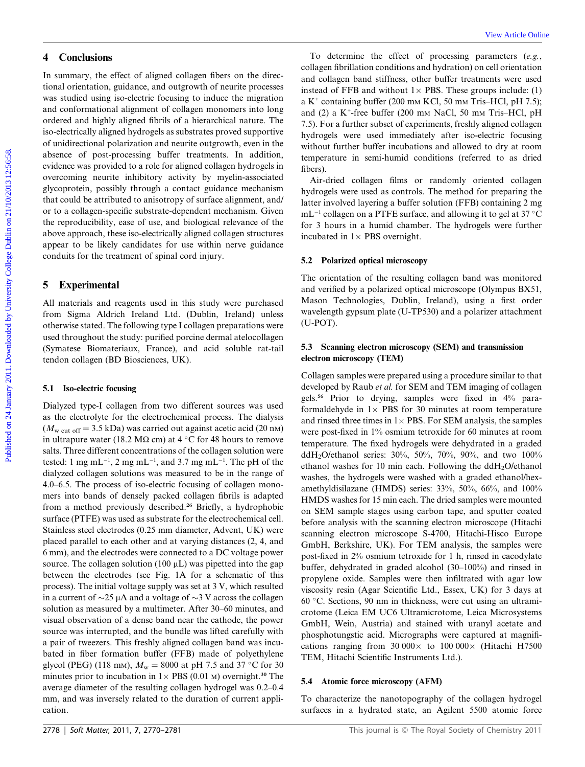## 4 Conclusions

In summary, the effect of aligned collagen fibers on the directional orientation, guidance, and outgrowth of neurite processes was studied using iso-electric focusing to induce the migration and conformational alignment of collagen monomers into long ordered and highly aligned fibrils of a hierarchical nature. The iso-electrically aligned hydrogels as substrates proved supportive of unidirectional polarization and neurite outgrowth, even in the absence of post-processing buffer treatments. In addition, evidence was provided to a role for aligned collagen hydrogels in overcoming neurite inhibitory activity by myelin-associated glycoprotein, possibly through a contact guidance mechanism that could be attributed to anisotropy of surface alignment, and/or to a collagen-specific substrate-dependent mechanism. Given the reproducibility, ease of use, and biological relevance of the above approach, these iso-electrically aligned collagen structures appear to be likely candidates for use within nerve guidance conduits for the treatment of spinal cord injury.

## 5 Experimental

All materials and reagents used in this study were purchased from Sigma Aldrich Ireland Ltd. (Dublin, Ireland) unless otherwise stated. The following type I collagen preparations were used throughout the study: purified porcine dermal atelocollagen (Symatese Biomateriaux, France), and acid soluble rat-tail tendon collagen (BD Biosciences, UK).

### 5.1 Iso-electric focusing

Dialyzed type-I collagen from two different sources was used as the electrolyte for the electrochemical process. The dialysis ($M_{\mathrm{w\ cut\ off}} = 3.5$ kDa) was carried out against acetic acid (20 nM) in ultrapure water (18.2 MΩ cm) at 4 °C for 48 hours to remove salts. Three different concentrations of the collagen solution were tested: 1 mg mL$^{-1}$, 2 mg mL$^{-1}$, and 3.7 mg mL$^{-1}$. The pH of the dialyzed collagen solutions was measured to be in the range of 4.0–6.5. The process of iso-electric focusing of collagen monomers into bands of densely packed collagen fibrils is adapted from a method previously described.[26] Briefly, a hydrophobic surface (PTFE) was used as substrate for the electrochemical cell. Stainless steel electrodes (0.25 mm diameter, Advent, UK) were placed parallel to each other and at varying distances (2, 4, and 6 mm), and the electrodes were connected to a DC voltage power source. The collagen solution (100 μL) was pipetted into the gap between the electrodes (see Fig. 1A for a schematic of this process). The initial voltage supply was set at 3 V, which resulted in a current of ~25 μA and a voltage of ~3 V across the collagen solution as measured by a multimeter. After 30–60 minutes, and visual observation of a dense band near the cathode, the power source was interrupted, and the bundle was lifted carefully with a pair of tweezers. This freshly aligned collagen band was incubated in fiber formation buffer (FFB) made of polyethylene glycol (PEG) (118 mM), $M_w = 8000$ at pH 7.5 and 37 °C for 30 minutes prior to incubation in 1× PBS (0.01 M) overnight.[30] The average diameter of the resulting collagen hydrogel was 0.2–0.4 mm, and was inversely related to the duration of current application.

To determine the effect of processing parameters (*e.g.*, collagen fibrillation conditions and hydration) on cell orientation and collagen band stiffness, other buffer treatments were used instead of FFB and without 1× PBS. These groups include: (1) a $K^+$ containing buffer (200 mM KCl, 50 mM Tris–HCl, pH 7.5); and (2) a $K^+$-free buffer (200 mM NaCl, 50 mM Tris–HCl, pH 7.5). For a further subset of experiments, freshly aligned collagen hydrogels were used immediately after iso-electric focusing without further buffer incubations and allowed to dry at room temperature in semi-humid conditions (referred to as dried fibers).

Air-dried collagen films or randomly oriented collagen hydrogels were used as controls. The method for preparing the latter involved layering a buffer solution (FFB) containing 2 mg mL$^{-1}$ collagen on a PTFE surface, and allowing it to gel at 37 °C for 3 hours in a humid chamber. The hydrogels were further incubated in 1× PBS overnight.

### 5.2 Polarized optical microscopy

The orientation of the resulting collagen band was monitored and verified by a polarized optical microscope (Olympus BX51, Mason Technologies, Dublin, Ireland), using a first order wavelength gypsum plate (U-TP530) and a polarizer attachment (U-POT).

### 5.3 Scanning electron microscopy (SEM) and transmission electron microscopy (TEM)

Collagen samples were prepared using a procedure similar to that developed by Raub *et al.* for SEM and TEM imaging of collagen gels.[56] Prior to drying, samples were fixed in 4% paraformaldehyde in 1× PBS for 30 minutes at room temperature and rinsed three times in 1× PBS. For SEM analysis, the samples were post-fixed in 1% osmium tetroxide for 60 minutes at room temperature. The fixed hydrogels were dehydrated in a graded dd$H_2O$/ethanol series: 30%, 50%, 70%, 90%, and two 100% ethanol washes for 10 min each. Following the dd$H_2O$/ethanol washes, the hydrogels were washed with a graded ethanol/hexamethyldisilazane (HMDS) series: 33%, 50%, 66%, and 100% HMDS washes for 15 min each. The dried samples were mounted on SEM sample stages using carbon tape, and sputter coated before analysis with the scanning electron microscope (Hitachi scanning electron microscope S-4700, Hitachi-Hisco Europe GmbH, Berkshire, UK). For TEM analysis, the samples were post-fixed in 2% osmium tetroxide for 1 h, rinsed in cacodylate buffer, dehydrated in graded alcohol (30–100%) and rinsed in propylene oxide. Samples were then infiltrated with agar low viscosity resin (Agar Scientific Ltd., Essex, UK) for 3 days at 60 °C. Sections, 90 nm in thickness, were cut using an ultramicrotome (Leica EM UC6 Ultramicrotome, Leica Microsystems GmbH, Wein, Austria) and stained with uranyl acetate and phosphotungstic acid. Micrographs were captured at magnifications ranging from 30 000× to 100 000× (Hitachi H7500 TEM, Hitachi Scientific Instruments Ltd.).

### 5.4 Atomic force microscopy (AFM)

To characterize the nanotopography of the collagen hydrogel surfaces in a hydrated state, an Agilent 5500 atomic force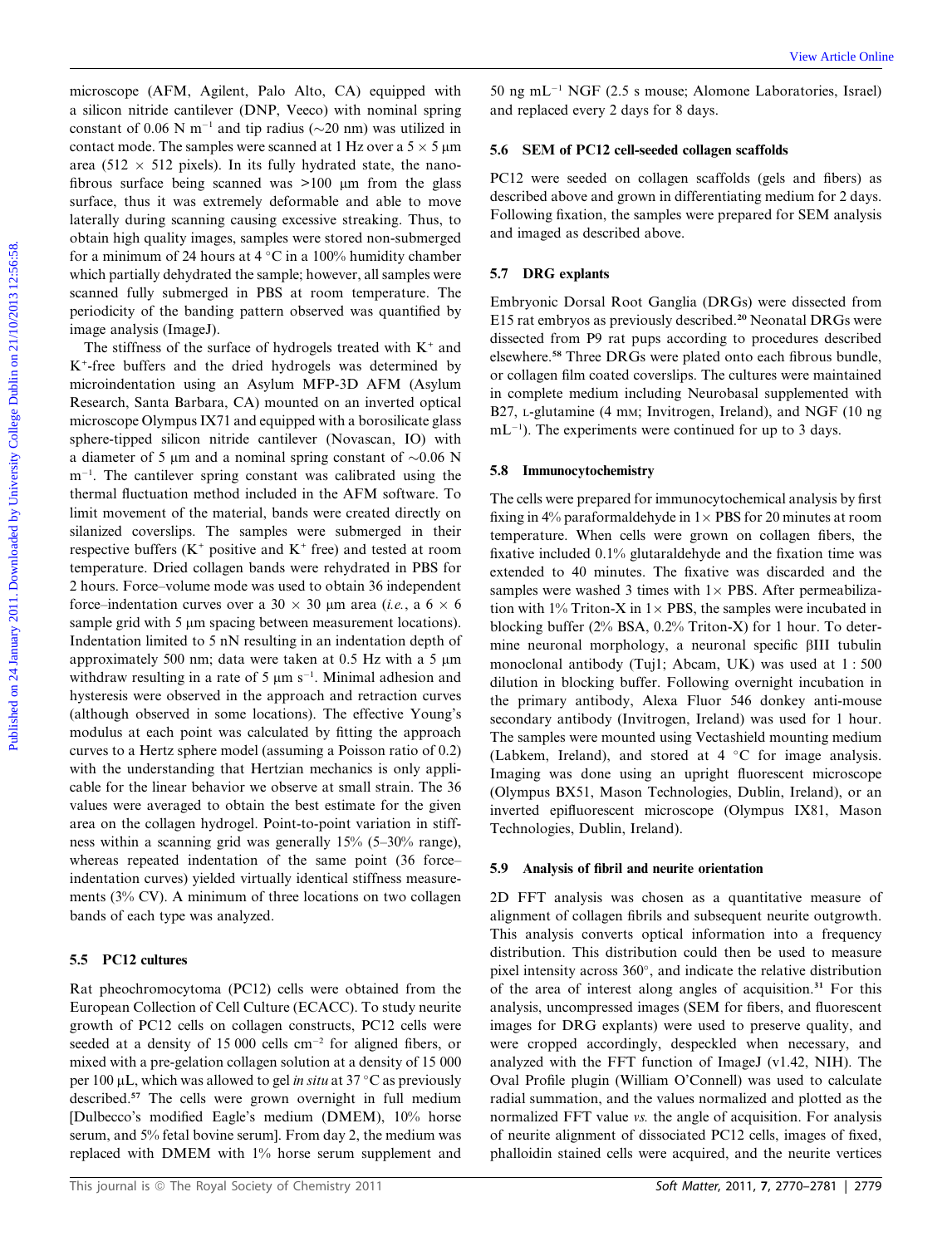microscope (AFM, Agilent, Palo Alto, CA) equipped with a silicon nitride cantilever (DNP, Veeco) with nominal spring constant of 0.06 N $m^{-1}$ and tip radius (~20 nm) was utilized in contact mode. The samples were scanned at 1 Hz over a 5 × 5 μm area (512 × 512 pixels). In its fully hydrated state, the nanofibrous surface being scanned was >100 μm from the glass surface, thus it was extremely deformable and able to move laterally during scanning causing excessive streaking. Thus, to obtain high quality images, samples were stored non-submerged for a minimum of 24 hours at 4 °C in a 100% humidity chamber which partially dehydrated the sample; however, all samples were scanned fully submerged in PBS at room temperature. The periodicity of the banding pattern observed was quantified by image analysis (ImageJ).

The stiffness of the surface of hydrogels treated with $K^+$ and $K^+$-free buffers and the dried hydrogels was determined by microindentation using an Asylum MFP-3D AFM (Asylum Research, Santa Barbara, CA) mounted on an inverted optical microscope Olympus IX71 and equipped with a borosilicate glass sphere-tipped silicon nitride cantilever (Novascan, IO) with a diameter of 5 μm and a nominal spring constant of ~0.06 N $m^{-1}$. The cantilever spring constant was calibrated using the thermal fluctuation method included in the AFM software. To limit movement of the material, bands were created directly on silanized coverslips. The samples were submerged in their respective buffers ($K^+$ positive and $K^+$ free) and tested at room temperature. Dried collagen bands were rehydrated in PBS for 2 hours. Force–volume mode was used to obtain 36 independent force–indentation curves over a 30 × 30 μm area (*i.e.*, a 6 × 6 sample grid with 5 μm spacing between measurement locations). Indentation limited to 5 nN resulting in an indentation depth of approximately 500 nm; data were taken at 0.5 Hz with a 5 μm withdraw resulting in a rate of 5 μm $s^{-1}$. Minimal adhesion and hysteresis were observed in the approach and retraction curves (although observed in some locations). The effective Young's modulus at each point was calculated by fitting the approach curves to a Hertz sphere model (assuming a Poisson ratio of 0.2) with the understanding that Hertzian mechanics is only applicable for the linear behavior we observe at small strain. The 36 values were averaged to obtain the best estimate for the given area on the collagen hydrogel. Point-to-point variation in stiffness within a scanning grid was generally 15% (5–30% range), whereas repeated indentation of the same point (36 force–indentation curves) yielded virtually identical stiffness measurements (3% CV). A minimum of three locations on two collagen bands of each type was analyzed.

### 5.5 PC12 cultures

Rat pheochromocytoma (PC12) cells were obtained from the European Collection of Cell Culture (ECACC). To study neurite growth of PC12 cells on collagen constructs, PC12 cells were seeded at a density of 15 000 cells $cm^{-2}$ for aligned fibers, or mixed with a pre-gelation collagen solution at a density of 15 000 per 100 μL, which was allowed to gel *in situ* at 37 °C as previously described.[57] The cells were grown overnight in full medium [Dulbecco's modified Eagle's medium (DMEM), 10% horse serum, and 5% fetal bovine serum]. From day 2, the medium was replaced with DMEM with 1% horse serum supplement and 50 ng $mL^{-1}$ NGF (2.5 s mouse; Alomone Laboratories, Israel) and replaced every 2 days for 8 days.

### 5.6 SEM of PC12 cell-seeded collagen scaffolds

PC12 were seeded on collagen scaffolds (gels and fibers) as described above and grown in differentiating medium for 2 days. Following fixation, the samples were prepared for SEM analysis and imaged as described above.

### 5.7 DRG explants

Embryonic Dorsal Root Ganglia (DRGs) were dissected from E15 rat embryos as previously described.[20] Neonatal DRGs were dissected from P9 rat pups according to procedures described elsewhere.[58] Three DRGs were plated onto each fibrous bundle, or collagen film coated coverslips. The cultures were maintained in complete medium including Neurobasal supplemented with B27, L-glutamine (4 mM; Invitrogen, Ireland), and NGF (10 ng $mL^{-1}$). The experiments were continued for up to 3 days.

### 5.8 Immunocytochemistry

The cells were prepared for immunocytochemical analysis by first fixing in 4% paraformaldehyde in 1× PBS for 20 minutes at room temperature. When cells were grown on collagen fibers, the fixative included 0.1% glutaraldehyde and the fixation time was extended to 40 minutes. The fixative was discarded and the samples were washed 3 times with 1× PBS. After permeabilization with 1% Triton-X in 1× PBS, the samples were incubated in blocking buffer (2% BSA, 0.2% Triton-X) for 1 hour. To determine neuronal morphology, a neuronal specific βIII tubulin monoclonal antibody (Tuj1; Abcam, UK) was used at 1 : 500 dilution in blocking buffer. Following overnight incubation in the primary antibody, Alexa Fluor 546 donkey anti-mouse secondary antibody (Invitrogen, Ireland) was used for 1 hour. The samples were mounted using Vectashield mounting medium (Labkem, Ireland), and stored at 4 °C for image analysis. Imaging was done using an upright fluorescent microscope (Olympus BX51, Mason Technologies, Dublin, Ireland), or an inverted epifluorescent microscope (Olympus IX81, Mason Technologies, Dublin, Ireland).

### 5.9 Analysis of fibril and neurite orientation

2D FFT analysis was chosen as a quantitative measure of alignment of collagen fibrils and subsequent neurite outgrowth. This analysis converts optical information into a frequency distribution. This distribution could then be used to measure pixel intensity across 360°, and indicate the relative distribution of the area of interest along angles of acquisition.[31] For this analysis, uncompressed images (SEM for fibers, and fluorescent images for DRG explants) were used to preserve quality, and were cropped accordingly, despeckled when necessary, and analyzed with the FFT function of ImageJ (v1.42, NIH). The Oval Profile plugin (William O'Connell) was used to calculate radial summation, and the values normalized and plotted as the normalized FFT value *vs.* the angle of acquisition. For analysis of neurite alignment of dissociated PC12 cells, images of fixed, phalloidin stained cells were acquired, and the neurite vertices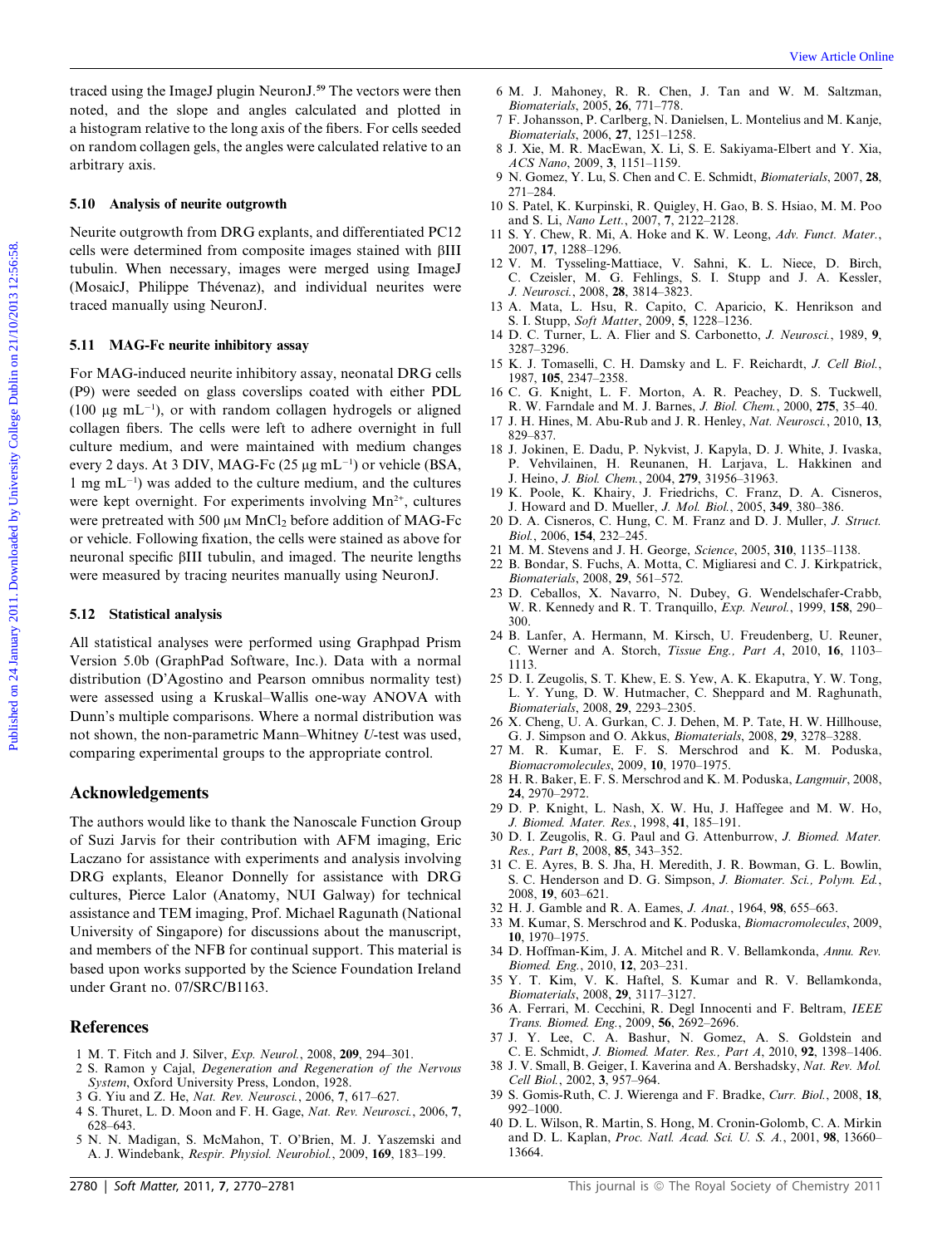traced using the ImageJ plugin NeuronJ.[59] The vectors were then noted, and the slope and angles calculated and plotted in a histogram relative to the long axis of the fibers. For cells seeded on random collagen gels, the angles were calculated relative to an arbitrary axis.

### 5.10 Analysis of neurite outgrowth

Neurite outgrowth from DRG explants, and differentiated PC12 cells were determined from composite images stained with βIII tubulin. When necessary, images were merged using ImageJ (MosaicJ, Philippe Thévenaz), and individual neurites were traced manually using NeuronJ.

### 5.11 MAG-Fc neurite inhibitory assay

For MAG-induced neurite inhibitory assay, neonatal DRG cells (P9) were seeded on glass coverslips coated with either PDL (100 μg mL$^{-1}$), or with random collagen hydrogels or aligned collagen fibers. The cells were left to adhere overnight in full culture medium, and were maintained with medium changes every 2 days. At 3 DIV, MAG-Fc (25 μg mL$^{-1}$) or vehicle (BSA, 1 mg mL$^{-1}$) was added to the culture medium, and the cultures were kept overnight. For experiments involving $Mn^{2+}$, cultures were pretreated with 500 μM $MnCl_2$ before addition of MAG-Fc or vehicle. Following fixation, the cells were stained as above for neuronal specific βIII tubulin, and imaged. The neurite lengths were measured by tracing neurites manually using NeuronJ.

### 5.12 Statistical analysis

All statistical analyses were performed using Graphpad Prism Version 5.0b (GraphPad Software, Inc.). Data with a normal distribution (D'Agostino and Pearson omnibus normality test) were assessed using a Kruskal–Wallis one-way ANOVA with Dunn's multiple comparisons. Where a normal distribution was not shown, the non-parametric Mann–Whitney *U*-test was used, comparing experimental groups to the appropriate control.

## Acknowledgements

The authors would like to thank the Nanoscale Function Group of Suzi Jarvis for their contribution with AFM imaging, Eric Laczano for assistance with experiments and analysis involving DRG explants, Eleanor Donnelly for assistance with DRG cultures, Pierce Lalor (Anatomy, NUI Galway) for technical assistance and TEM imaging, Prof. Michael Ragunath (National University of Singapore) for discussions about the manuscript, and members of the NFB for continual support. This material is based upon works supported by the Science Foundation Ireland under Grant no. 07/SRC/B1163.

## References

1. M. T. Fitch and J. Silver, *Exp. Neurol.*, 2008, **209**, 294–301.
2. S. Ramon y Cajal, *Degeneration and Regeneration of the Nervous System*, Oxford University Press, London, 1928.
3. G. Yiu and Z. He, *Nat. Rev. Neurosci.*, 2006, **7**, 617–627.
4. S. Thuret, L. D. Moon and F. H. Gage, *Nat. Rev. Neurosci.*, 2006, **7**, 628–643.
5. N. N. Madigan, S. McMahon, T. O'Brien, M. J. Yaszemski and A. J. Windebank, *Respir. Physiol. Neurobiol.*, 2009, **169**, 183–199.
6. M. J. Mahoney, R. R. Chen, J. Tan and W. M. Saltzman, *Biomaterials*, 2005, **26**, 771–778.
7. F. Johansson, P. Carlberg, N. Danielsen, L. Montelius and M. Kanje, *Biomaterials*, 2006, **27**, 1251–1258.
8. J. Xie, M. R. MacEwan, X. Li, S. E. Sakiyama-Elbert and Y. Xia, *ACS Nano*, 2009, **3**, 1151–1159.
9. N. Gomez, Y. Lu, S. Chen and C. E. Schmidt, *Biomaterials*, 2007, **28**, 271–284.
10. S. Patel, K. Kurpinski, R. Quigley, H. Gao, B. S. Hsiao, M. M. Poo and S. Li, *Nano Lett.*, 2007, **7**, 2122–2128.
11. S. Y. Chew, R. Mi, A. Hoke and K. W. Leong, *Adv. Funct. Mater.*, 2007, **17**, 1288–1296.
12. V. M. Tysseling-Mattiace, V. Sahni, K. L. Niece, D. Birch, C. Czeisler, M. G. Fehlings, S. I. Stupp and J. A. Kessler, *J. Neurosci.*, 2008, **28**, 3814–3823.
13. A. Mata, L. Hsu, R. Capito, C. Aparicio, K. Henrikson and S. I. Stupp, *Soft Matter*, 2009, **5**, 1228–1236.
14. D. C. Turner, L. A. Flier and S. Carbonetto, *J. Neurosci.*, 1989, **9**, 3287–3296.
15. K. J. Tomaselli, C. H. Damsky and L. F. Reichardt, *J. Cell Biol.*, 1987, **105**, 2347–2358.
16. C. G. Knight, L. F. Morton, A. R. Peachey, D. S. Tuckwell, R. W. Farndale and M. J. Barnes, *J. Biol. Chem.*, 2000, **275**, 35–40.
17. J. H. Hines, M. Abu-Rub and J. R. Henley, *Nat. Neurosci.*, 2010, **13**, 829–837.
18. J. Jokinen, E. Dadu, P. Nykvist, J. Kapyla, D. J. White, J. Ivaska, P. Vehvilainen, H. Reunanen, H. Larjava, L. Hakkinen and J. Heino, *J. Biol. Chem.*, 2004, **279**, 31956–31963.
19. K. Poole, K. Khairy, J. Friedrichs, C. Franz, D. A. Cisneros, J. Howard and D. Mueller, *J. Mol. Biol.*, 2005, **349**, 380–386.
20. D. A. Cisneros, C. Hung, C. M. Franz and D. J. Muller, *J. Struct. Biol.*, 2006, **154**, 232–245.
21. M. M. Stevens and J. H. George, *Science*, 2005, **310**, 1135–1138.
22. B. Bondar, S. Fuchs, A. Motta, C. Migliaresi and C. J. Kirkpatrick, *Biomaterials*, 2008, **29**, 561–572.
23. D. Ceballos, X. Navarro, N. Dubey, G. Wendelschafer-Crabb, W. R. Kennedy and R. T. Tranquillo, *Exp. Neurol.*, 1999, **158**, 290–300.
24. B. Lanfer, A. Hermann, M. Kirsch, U. Freudenberg, U. Reuner, C. Werner and A. Storch, *Tissue Eng., Part A*, 2010, **16**, 1103–1113.
25. D. I. Zeugolis, S. T. Khew, E. S. Yew, A. K. Ekaputra, Y. W. Tong, L. Y. Yung, D. W. Hutmacher, C. Sheppard and M. Raghunath, *Biomaterials*, 2008, **29**, 2293–2305.
26. X. Cheng, U. A. Gurkan, C. J. Dehen, M. P. Tate, H. W. Hillhouse, G. J. Simpson and O. Akkus, *Biomaterials*, 2008, **29**, 3278–3288.
27. M. R. Kumar, E. F. S. Merschrod and K. M. Poduska, *Biomacromolecules*, 2009, **10**, 1970–1975.
28. H. R. Baker, E. F. S. Merschrod and K. M. Poduska, *Langmuir*, 2008, **24**, 2970–2972.
29. D. P. Knight, L. Nash, X. W. Hu, J. Haffegee and M. W. Ho, *J. Biomed. Mater. Res.*, 1998, **41**, 185–191.
30. D. I. Zeugolis, R. G. Paul and G. Attenburrow, *J. Biomed. Mater. Res., Part B*, 2008, **85**, 343–352.
31. C. E. Ayres, B. S. Jha, H. Meredith, J. R. Bowman, G. L. Bowlin, S. C. Henderson and D. G. Simpson, *J. Biomater. Sci., Polym. Ed.*, 2008, **19**, 603–621.
32. H. J. Gamble and R. A. Eames, *J. Anat.*, 1964, **98**, 655–663.
33. M. Kumar, S. Merschrod and K. Poduska, *Biomacromolecules*, 2009, **10**, 1970–1975.
34. D. Hoffman-Kim, J. A. Mitchel and R. V. Bellamkonda, *Annu. Rev. Biomed. Eng.*, 2010, **12**, 203–231.
35. Y. T. Kim, V. K. Haftel, S. Kumar and R. V. Bellamkonda, *Biomaterials*, 2008, **29**, 3117–3127.
36. A. Ferrari, M. Cecchini, R. Degl Innocenti and F. Beltram, *IEEE Trans. Biomed. Eng.*, 2009, **56**, 2692–2696.
37. J. Y. Lee, C. A. Bashur, N. Gomez, A. S. Goldstein and C. E. Schmidt, *J. Biomed. Mater. Res., Part A*, 2010, **92**, 1398–1406.
38. J. V. Small, B. Geiger, I. Kaverina and A. Bershadsky, *Nat. Rev. Mol. Cell Biol.*, 2002, **3**, 957–964.
39. S. Gomis-Ruth, C. J. Wierenga and F. Bradke, *Curr. Biol.*, 2008, **18**, 992–1000.
40. D. L. Wilson, R. Martin, S. Hong, M. Cronin-Golomb, C. A. Mirkin and D. L. Kaplan, *Proc. Natl. Acad. Sci. U. S. A.*, 2001, **98**, 13660–13664.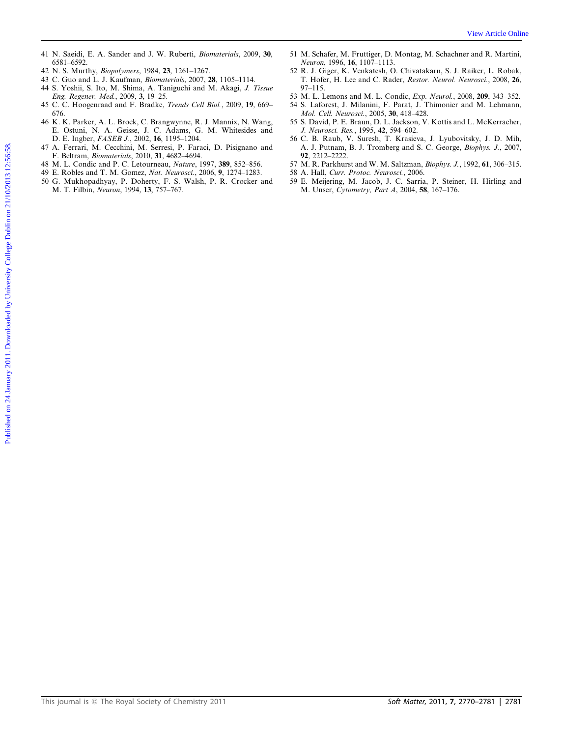41 N. Saeidi, E. A. Sander and J. W. Ruberti, *Biomaterials*, 2009, **30**, 6581–6592.

42 N. S. Murthy, *Biopolymers*, 1984, **23**, 1261–1267.

43 C. Guo and L. J. Kaufman, *Biomaterials*, 2007, **28**, 1105–1114.

44 S. Yoshii, S. Ito, M. Shima, A. Taniguchi and M. Akagi, *J. Tissue Eng. Regener. Med.*, 2009, **3**, 19–25.

45 C. C. Hoogenraad and F. Bradke, *Trends Cell Biol.*, 2009, **19**, 669–676.

46 K. K. Parker, A. L. Brock, C. Brangwynne, R. J. Mannix, N. Wang, E. Ostuni, N. A. Geisse, J. C. Adams, G. M. Whitesides and D. E. Ingber, *FASEB J.*, 2002, **16**, 1195–1204.

47 A. Ferrari, M. Cecchini, M. Serresi, P. Faraci, D. Pisignano and F. Beltram, *Biomaterials*, 2010, **31**, 4682–4694.

48 M. L. Condic and P. C. Letourneau, *Nature*, 1997, **389**, 852–856.

49 E. Robles and T. M. Gomez, *Nat. Neurosci.*, 2006, **9**, 1274–1283.

50 G. Mukhopadhyay, P. Doherty, F. S. Walsh, P. R. Crocker and M. T. Filbin, *Neuron*, 1994, **13**, 757–767.

51 M. Schafer, M. Fruttiger, D. Montag, M. Schachner and R. Martini, *Neuron*, 1996, **16**, 1107–1113.

52 R. J. Giger, K. Venkatesh, O. Chivatakarn, S. J. Raiker, L. Robak, T. Hofer, H. Lee and C. Rader, *Restor. Neurol. Neurosci.*, 2008, **26**, 97–115.

53 M. L. Lemons and M. L. Condic, *Exp. Neurol.*, 2008, **209**, 343–352.

54 S. Laforest, J. Milanini, F. Parat, J. Thimonier and M. Lehmann, *Mol. Cell. Neurosci.*, 2005, **30**, 418–428.

55 S. David, P. E. Braun, D. L. Jackson, V. Kottis and L. McKerracher, *J. Neurosci. Res.*, 1995, **42**, 594–602.

56 C. B. Raub, V. Suresh, T. Krasieva, J. Lyubovitsky, J. D. Mih, A. J. Putnam, B. J. Tromberg and S. C. George, *Biophys. J.*, 2007, **92**, 2212–2222.

57 M. R. Parkhurst and W. M. Saltzman, *Biophys. J.*, 1992, **61**, 306–315.

58 A. Hall, *Curr. Protoc. Neurosci.*, 2006.

59 E. Meijering, M. Jacob, J. C. Sarria, P. Steiner, H. Hirling and M. Unser, *Cytometry, Part A*, 2004, **58**, 167–176.